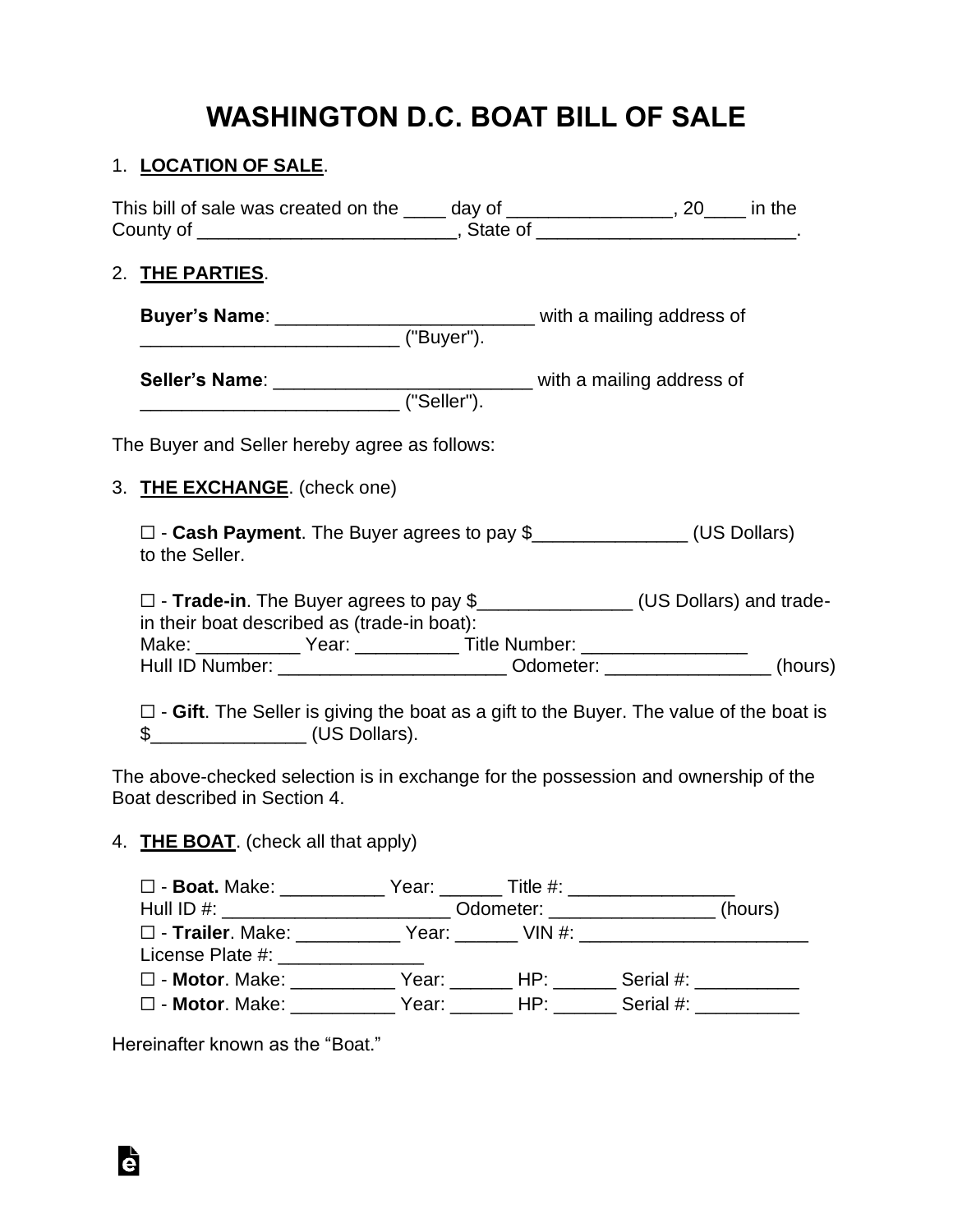# WASHINGTON D.C. BOAT BILL OF SALE

1. **LOCATION OF SALE**.

This bill of sale was created on the ____ day of ________________, 20____ in the County of _________________________, State of _________________________.

2. **THE PARTIES**.

**Buyer's Name**: _________________________ with a mailing address of _________________________ ("Buyer").

**Seller's Name**: _________________________ with a mailing address of _________________________ ("Seller").

The Buyer and Seller hereby agree as follows:

3. **THE EXCHANGE**. (check one)

☐ - **Cash Payment**. The Buyer agrees to pay $_______________ (US Dollars) to the Seller.

☐ - **Trade-in**. The Buyer agrees to pay $_______________ (US Dollars) and trade-in their boat described as (trade-in boat):
Make: __________ Year: __________ Title Number: ________________
Hull ID Number: ______________________ Odometer: ________________ (hours)

☐ - **Gift**. The Seller is giving the boat as a gift to the Buyer. The value of the boat is $_______________ (US Dollars).

The above-checked selection is in exchange for the possession and ownership of the Boat described in Section 4.

4. **THE BOAT**. (check all that apply)

☐ - **Boat.** Make: __________ Year: ______ Title #: ________________
Hull ID #: ______________________ Odometer: ________________ (hours)
☐ - **Trailer**. Make: __________ Year: ______ VIN #: ______________________
License Plate #: ______________
☐ - **Motor**. Make: __________ Year: ______ HP: ______ Serial #: __________
☐ - **Motor**. Make: __________ Year: ______ HP: ______ Serial #: __________

Hereinafter known as the "Boat."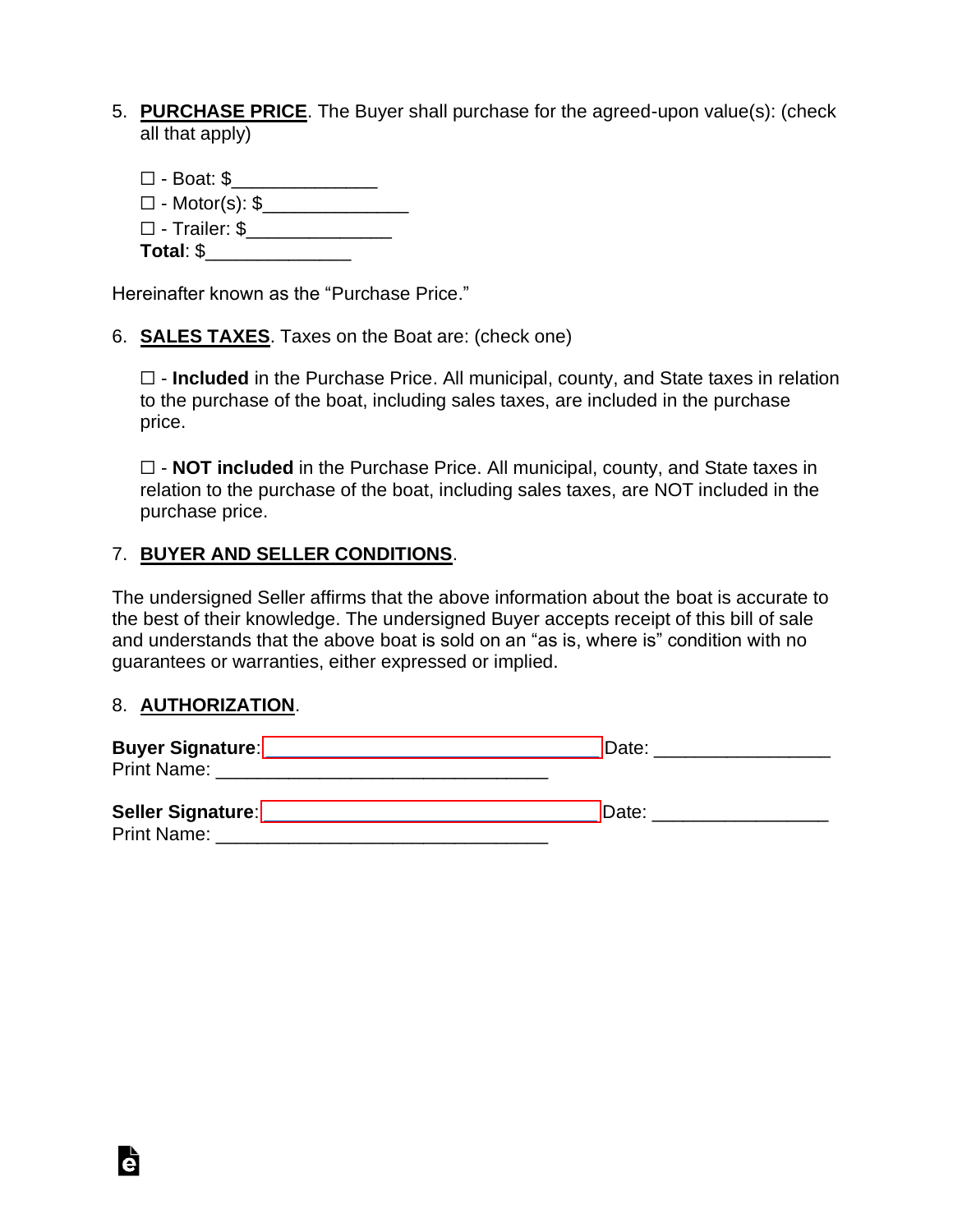5. **PURCHASE PRICE**. The Buyer shall purchase for the agreed-upon value(s): (check all that apply)

   ☐ - Boat: $______________
   ☐ - Motor(s): $______________
   ☐ - Trailer: $______________
   **Total**: $______________

Hereinafter known as the "Purchase Price."

6. **SALES TAXES**. Taxes on the Boat are: (check one)

   ☐ - **Included** in the Purchase Price. All municipal, county, and State taxes in relation to the purchase of the boat, including sales taxes, are included in the purchase price.

   ☐ - **NOT included** in the Purchase Price. All municipal, county, and State taxes in relation to the purchase of the boat, including sales taxes, are NOT included in the purchase price.

7. **BUYER AND SELLER CONDITIONS**.

The undersigned Seller affirms that the above information about the boat is accurate to the best of their knowledge. The undersigned Buyer accepts receipt of this bill of sale and understands that the above boat is sold on an "as is, where is" condition with no guarantees or warranties, either expressed or implied.

8. **AUTHORIZATION**.

**Buyer Signature**: ________________________________ Date: ________________
Print Name: ________________________________

**Seller Signature**: ________________________________ Date: ________________
Print Name: ________________________________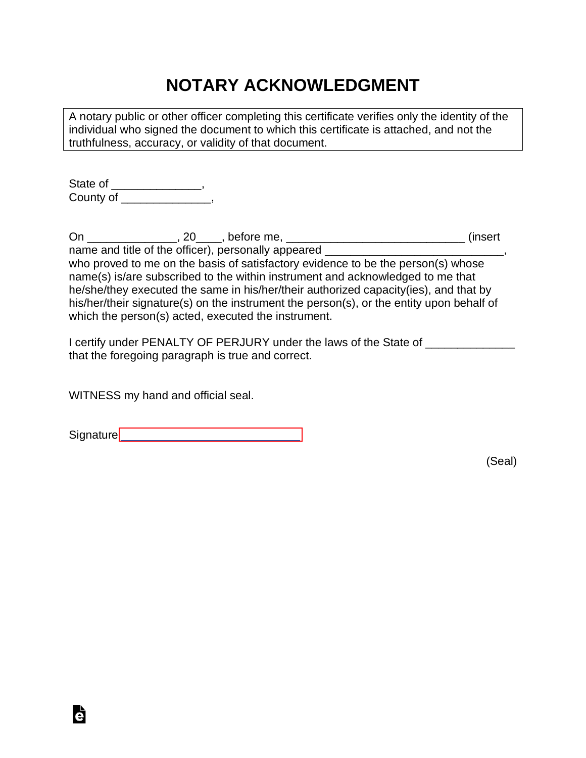# NOTARY ACKNOWLEDGMENT

A notary public or other officer completing this certificate verifies only the identity of the individual who signed the document to which this certificate is attached, and not the truthfulness, accuracy, or validity of that document.

State of ______________,
County of ______________,

On ______________, 20____, before me, ____________________________ (insert name and title of the officer), personally appeared ____________________________, who proved to me on the basis of satisfactory evidence to be the person(s) whose name(s) is/are subscribed to the within instrument and acknowledged to me that he/she/they executed the same in his/her/their authorized capacity(ies), and that by his/her/their signature(s) on the instrument the person(s), or the entity upon behalf of which the person(s) acted, executed the instrument.

I certify under PENALTY OF PERJURY under the laws of the State of ______________ that the foregoing paragraph is true and correct.

WITNESS my hand and official seal.

Signature _____________________________

(Seal)